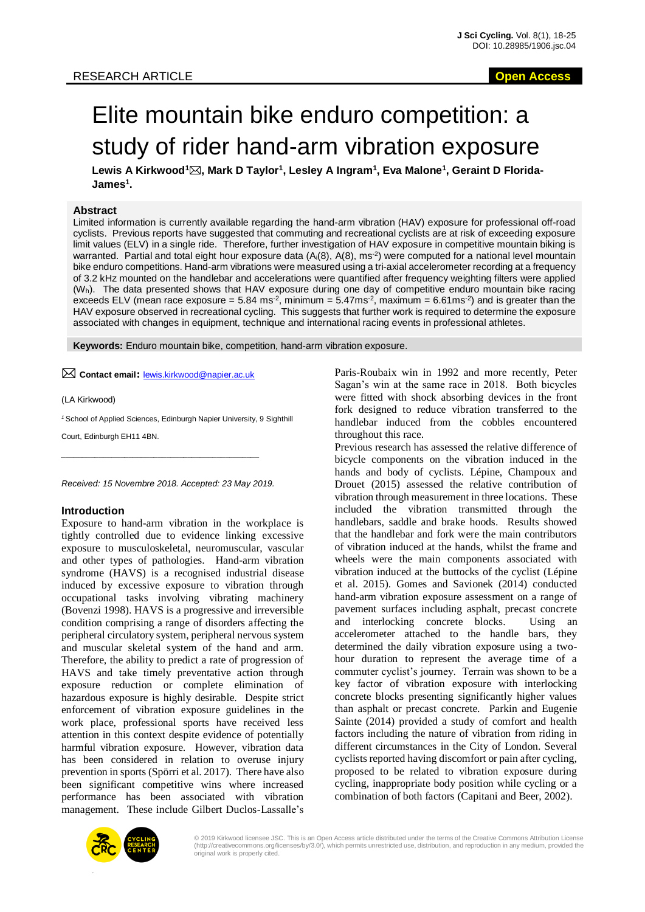RESEARCH ARTICLE

**Open Access**

# Elite mountain bike enduro competition: a study of rider hand-arm vibration exposure

**Lewis A Kirkwood[1]✉, Mark D Taylor[1], Lesley A Ingram[1], Eva Malone[1], Geraint D Florida-James[1].**

## Abstract

Limited information is currently available regarding the hand-arm vibration (HAV) exposure for professional off-road cyclists. Previous reports have suggested that commuting and recreational cyclists are at risk of exceeding exposure limit values (ELV) in a single ride. Therefore, further investigation of HAV exposure in competitive mountain biking is warranted. Partial and total eight hour exposure data ($A_i(8)$, $A(8)$, $ms^{-2}$) were computed for a national level mountain bike enduro competitions. Hand-arm vibrations were measured using a tri-axial accelerometer recording at a frequency of 3.2 kHz mounted on the handlebar and accelerations were quantified after frequency weighting filters were applied ($W_h$). The data presented shows that HAV exposure during one day of competitive enduro mountain bike racing exceeds ELV (mean race exposure = 5.84 $ms^{-2}$, minimum = 5.47$ms^{-2}$, maximum = 6.61$ms^{-2}$) and is greater than the HAV exposure observed in recreational cycling. This suggests that further work is required to determine the exposure associated with changes in equipment, technique and international racing events in professional athletes.

**Keywords:** Enduro mountain bike, competition, hand-arm vibration exposure.

✉ **Contact email:** lewis.kirkwood@napier.ac.uk

(LA Kirkwood)

[1] School of Applied Sciences, Edinburgh Napier University, 9 Sighthill Court, Edinburgh EH11 4BN.

*Received: 15 Novembre 2018. Accepted: 23 May 2019.*

## Introduction

Exposure to hand-arm vibration in the workplace is tightly controlled due to evidence linking excessive exposure to musculoskeletal, neuromuscular, vascular and other types of pathologies. Hand-arm vibration syndrome (HAVS) is a recognised industrial disease induced by excessive exposure to vibration through occupational tasks involving vibrating machinery (Bovenzi 1998). HAVS is a progressive and irreversible condition comprising a range of disorders affecting the peripheral circulatory system, peripheral nervous system and muscular skeletal system of the hand and arm. Therefore, the ability to predict a rate of progression of HAVS and take timely preventative action through exposure reduction or complete elimination of hazardous exposure is highly desirable. Despite strict enforcement of vibration exposure guidelines in the work place, professional sports have received less attention in this context despite evidence of potentially harmful vibration exposure. However, vibration data has been considered in relation to overuse injury prevention in sports (Spörri et al. 2017). There have also been significant competitive wins where increased performance has been associated with vibration management. These include Gilbert Duclos-Lassalle's Paris-Roubaix win in 1992 and more recently, Peter Sagan's win at the same race in 2018. Both bicycles were fitted with shock absorbing devices in the front fork designed to reduce vibration transferred to the handlebar induced from the cobbles encountered throughout this race.

Previous research has assessed the relative difference of bicycle components on the vibration induced in the hands and body of cyclists. Lépine, Champoux and Drouet (2015) assessed the relative contribution of vibration through measurement in three locations. These included the vibration transmitted through the handlebars, saddle and brake hoods. Results showed that the handlebar and fork were the main contributors of vibration induced at the hands, whilst the frame and wheels were the main components associated with vibration induced at the buttocks of the cyclist (Lépine et al. 2015). Gomes and Savionek (2014) conducted hand-arm vibration exposure assessment on a range of pavement surfaces including asphalt, precast concrete and interlocking concrete blocks. Using an accelerometer attached to the handle bars, they determined the daily vibration exposure using a two-hour duration to represent the average time of a commuter cyclist's journey. Terrain was shown to be a key factor of vibration exposure with interlocking concrete blocks presenting significantly higher values than asphalt or precast concrete. Parkin and Eugenie Sainte (2014) provided a study of comfort and health factors including the nature of vibration from riding in different circumstances in the City of London. Several cyclists reported having discomfort or pain after cycling, proposed to be related to vibration exposure during cycling, inappropriate body position while cycling or a combination of both factors (Capitani and Beer, 2002).

© 2019 Kirkwood licensee JSC. This is an Open Access article distributed under the terms of the Creative Commons Attribution License (http://creativecommons.org/licenses/by/3.0/), which permits unrestricted use, distribution, and reproduction in any medium, provided the original work is properly cited.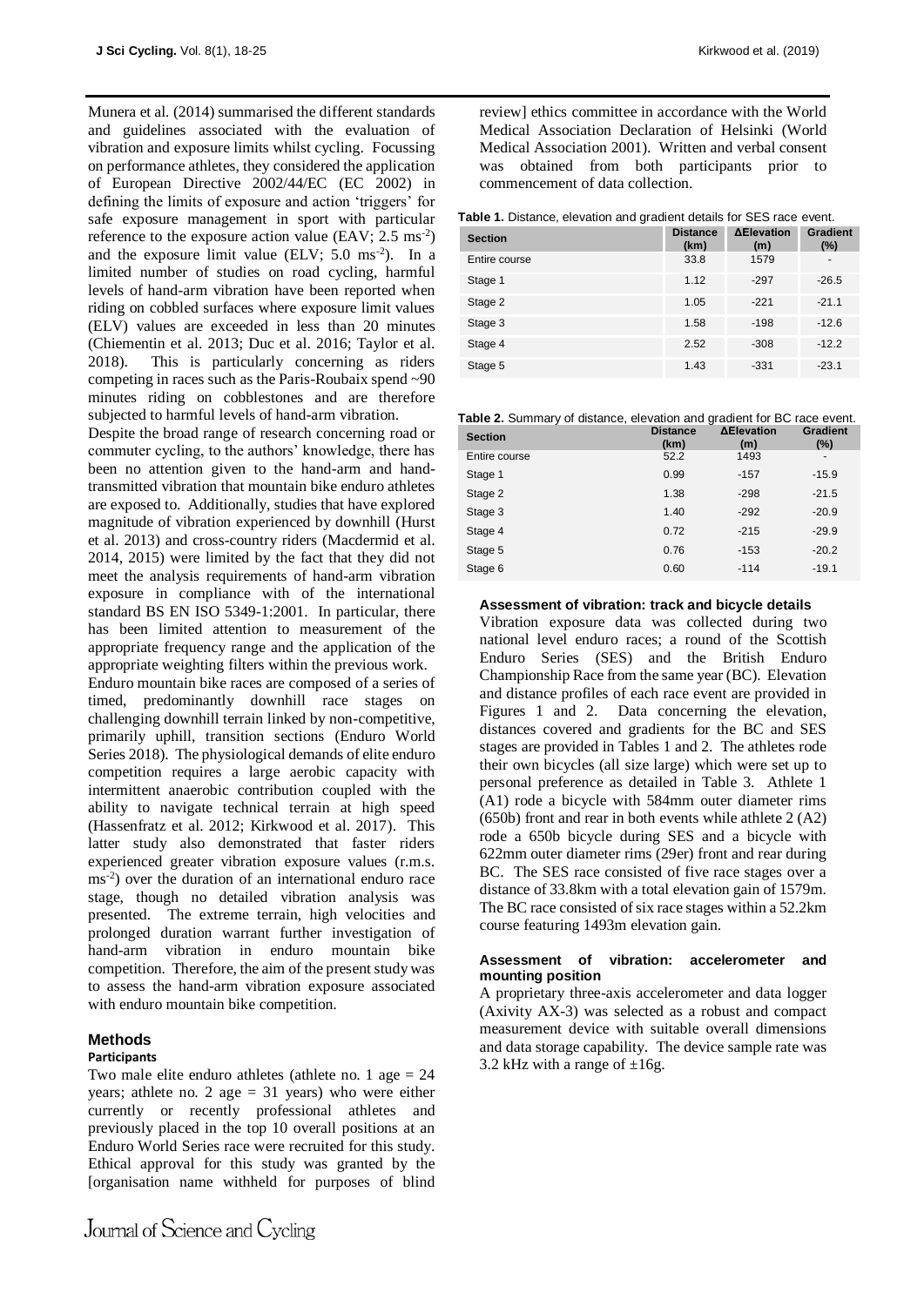Munera et al. (2014) summarised the different standards and guidelines associated with the evaluation of vibration and exposure limits whilst cycling. Focussing on performance athletes, they considered the application of European Directive 2002/44/EC (EC 2002) in defining the limits of exposure and action 'triggers' for safe exposure management in sport with particular reference to the exposure action value (EAV; 2.5 $ms^{-2}$) and the exposure limit value (ELV; 5.0 $ms^{-2}$). In a limited number of studies on road cycling, harmful levels of hand-arm vibration have been reported when riding on cobbled surfaces where exposure limit values (ELV) values are exceeded in less than 20 minutes (Chiementin et al. 2013; Duc et al. 2016; Taylor et al. 2018). This is particularly concerning as riders competing in races such as the Paris-Roubaix spend ~90 minutes riding on cobblestones and are therefore subjected to harmful levels of hand-arm vibration.

Despite the broad range of research concerning road or commuter cycling, to the authors' knowledge, there has been no attention given to the hand-arm and hand-transmitted vibration that mountain bike enduro athletes are exposed to. Additionally, studies that have explored magnitude of vibration experienced by downhill (Hurst et al. 2013) and cross-country riders (Macdermid et al. 2014, 2015) were limited by the fact that they did not meet the analysis requirements of hand-arm vibration exposure in compliance with of the international standard BS EN ISO 5349-1:2001. In particular, there has been limited attention to measurement of the appropriate frequency range and the application of the appropriate weighting filters within the previous work.

Enduro mountain bike races are composed of a series of timed, predominantly downhill race stages on challenging downhill terrain linked by non-competitive, primarily uphill, transition sections (Enduro World Series 2018). The physiological demands of elite enduro competition requires a large aerobic capacity with intermittent anaerobic contribution coupled with the ability to navigate technical terrain at high speed (Hassenfratz et al. 2012; Kirkwood et al. 2017). This latter study also demonstrated that faster riders experienced greater vibration exposure values (r.m.s. $ms^{-2}$) over the duration of an international enduro race stage, though no detailed vibration analysis was presented. The extreme terrain, high velocities and prolonged duration warrant further investigation of hand-arm vibration in enduro mountain bike competition. Therefore, the aim of the present study was to assess the hand-arm vibration exposure associated with enduro mountain bike competition.

## Methods

### Participants

Two male elite enduro athletes (athlete no. 1 age = 24 years; athlete no. 2 age = 31 years) who were either currently or recently professional athletes and previously placed in the top 10 overall positions at an Enduro World Series race were recruited for this study. Ethical approval for this study was granted by the [organisation name withheld for purposes of blind review] ethics committee in accordance with the World Medical Association Declaration of Helsinki (World Medical Association 2001). Written and verbal consent was obtained from both participants prior to commencement of data collection.

**Table 1.** Distance, elevation and gradient details for SES race event.

| Section | Distance (km) | ΔElevation (m) | Gradient (%) |
| --- | --- | --- | --- |
| Entire course | 33.8 | 1579 | - |
| Stage 1 | 1.12 | -297 | -26.5 |
| Stage 2 | 1.05 | -221 | -21.1 |
| Stage 3 | 1.58 | -198 | -12.6 |
| Stage 4 | 2.52 | -308 | -12.2 |
| Stage 5 | 1.43 | -331 | -23.1 |

**Table 2.** Summary of distance, elevation and gradient for BC race event.

| Section | Distance (km) | ΔElevation (m) | Gradient (%) |
| --- | --- | --- | --- |
| Entire course | 52.2 | 1493 | - |
| Stage 1 | 0.99 | -157 | -15.9 |
| Stage 2 | 1.38 | -298 | -21.5 |
| Stage 3 | 1.40 | -292 | -20.9 |
| Stage 4 | 0.72 | -215 | -29.9 |
| Stage 5 | 0.76 | -153 | -20.2 |
| Stage 6 | 0.60 | -114 | -19.1 |

#### Assessment of vibration: track and bicycle details

Vibration exposure data was collected during two national level enduro races; a round of the Scottish Enduro Series (SES) and the British Enduro Championship Race from the same year (BC). Elevation and distance profiles of each race event are provided in Figures 1 and 2. Data concerning the elevation, distances covered and gradients for the BC and SES stages are provided in Tables 1 and 2. The athletes rode their own bicycles (all size large) which were set up to personal preference as detailed in Table 3. Athlete 1 (A1) rode a bicycle with 584mm outer diameter rims (650b) front and rear in both events while athlete 2 (A2) rode a 650b bicycle during SES and a bicycle with 622mm outer diameter rims (29er) front and rear during BC. The SES race consisted of five race stages over a distance of 33.8km with a total elevation gain of 1579m. The BC race consisted of six race stages within a 52.2km course featuring 1493m elevation gain.

#### Assessment of vibration: accelerometer and mounting position

A proprietary three-axis accelerometer and data logger (Axivity AX-3) was selected as a robust and compact measurement device with suitable overall dimensions and data storage capability. The device sample rate was 3.2 kHz with a range of ±16g.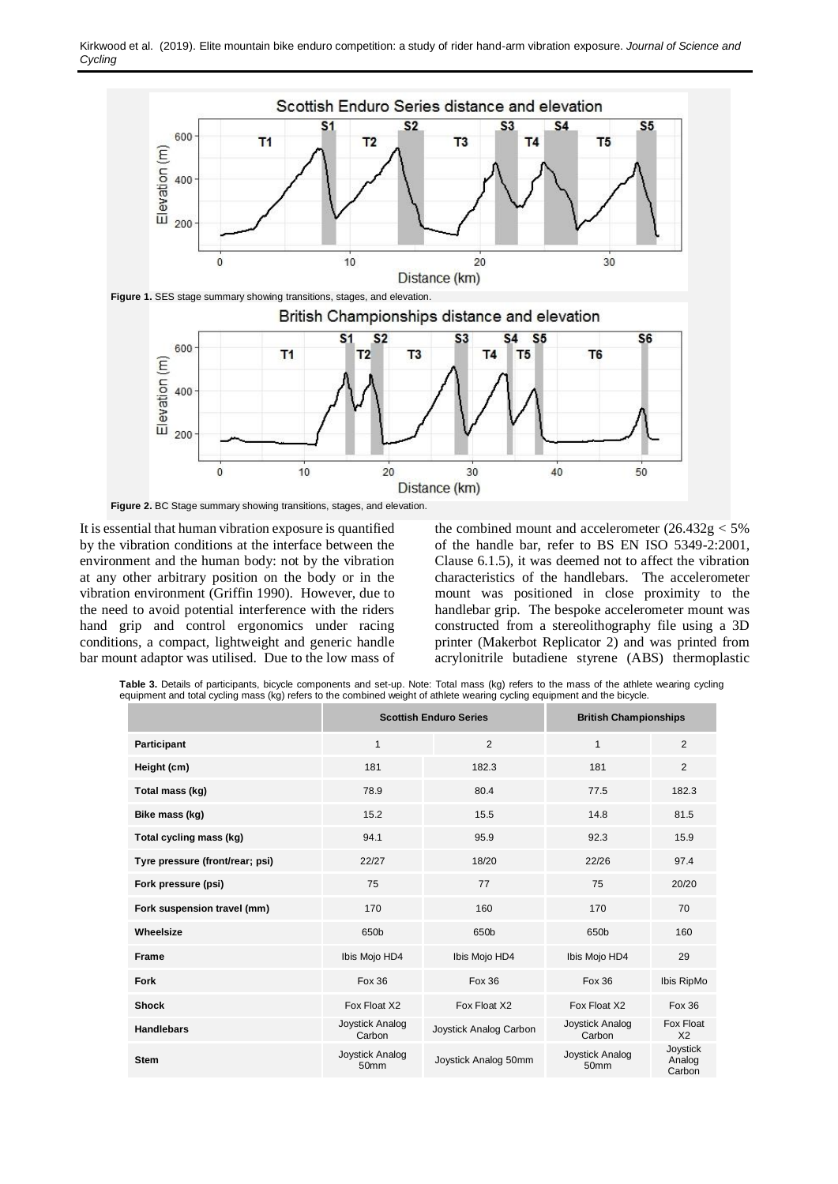Figure 1. SES stage summary showing transitions, stages, and elevation.

Figure 2. BC Stage summary showing transitions, stages, and elevation.

It is essential that human vibration exposure is quantified by the vibration conditions at the interface between the environment and the human body: not by the vibration at any other arbitrary position on the body or in the vibration environment (Griffin 1990). However, due to the need to avoid potential interference with the riders hand grip and control ergonomics under racing conditions, a compact, lightweight and generic handle bar mount adaptor was utilised. Due to the low mass of the combined mount and accelerometer (26.432g < 5% of the handle bar, refer to BS EN ISO 5349-2:2001, Clause 6.1.5), it was deemed not to affect the vibration characteristics of the handlebars. The accelerometer mount was positioned in close proximity to the handlebar grip. The bespoke accelerometer mount was constructed from a stereolithography file using a 3D printer (Makerbot Replicator 2) and was printed from acrylonitrile butadiene styrene (ABS) thermoplastic

**Table 3.** Details of participants, bicycle components and set-up. Note: Total mass (kg) refers to the mass of the athlete wearing cycling equipment and total cycling mass (kg) refers to the combined weight of athlete wearing cycling equipment and the bicycle.

| | Scottish Enduro Series | | British Championships | |
|---|---|---|---|---|
| **Participant** | 1 | 2 | 1 | 2 |
| **Height (cm)** | 181 | 182.3 | 181 | 2 |
| **Total mass (kg)** | 78.9 | 80.4 | 77.5 | 182.3 |
| **Bike mass (kg)** | 15.2 | 15.5 | 14.8 | 81.5 |
| **Total cycling mass (kg)** | 94.1 | 95.9 | 92.3 | 15.9 |
| **Tyre pressure (front/rear; psi)** | 22/27 | 18/20 | 22/26 | 97.4 |
| **Fork pressure (psi)** | 75 | 77 | 75 | 20/20 |
| **Fork suspension travel (mm)** | 170 | 160 | 170 | 70 |
| **Wheelsize** | 650b | 650b | 650b | 160 |
| **Frame** | Ibis Mojo HD4 | Ibis Mojo HD4 | Ibis Mojo HD4 | 29 |
| **Fork** | Fox 36 | Fox 36 | Fox 36 | Ibis RipMo |
| **Shock** | Fox Float X2 | Fox Float X2 | Fox Float X2 | Fox 36 |
| **Handlebars** | Joystick Analog Carbon | Joystick Analog Carbon | Joystick Analog Carbon | Fox Float X2 |
| **Stem** | Joystick Analog 50mm | Joystick Analog 50mm | Joystick Analog 50mm | Joystick Analog Carbon |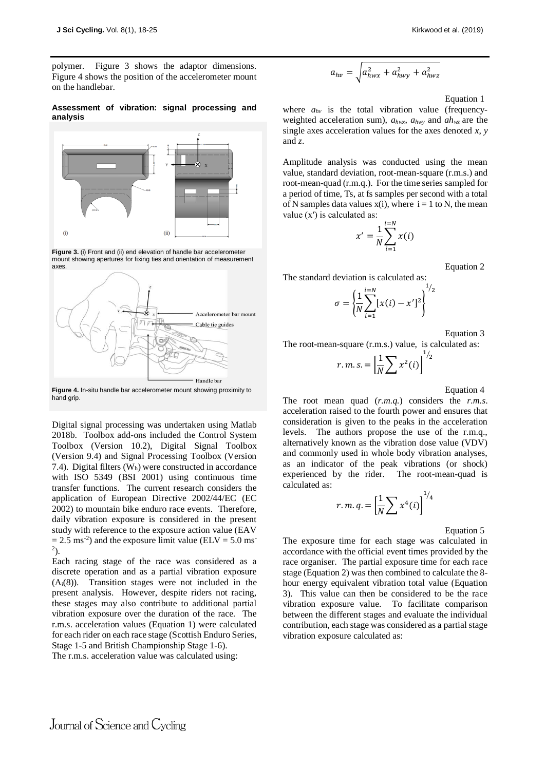polymer. Figure 3 shows the adaptor dimensions. Figure 4 shows the position of the accelerometer mount on the handlebar.

**Assessment of vibration: signal processing and analysis**

**Figure 3.** (i) Front and (ii) end elevation of handle bar accelerometer mount showing apertures for fixing ties and orientation of measurement axes.

**Figure 4.** In-situ handle bar accelerometer mount showing proximity to hand grip.

Digital signal processing was undertaken using Matlab 2018b. Toolbox add-ons included the Control System Toolbox (Version 10.2), Digital Signal Toolbox (Version 9.4) and Signal Processing Toolbox (Version 7.4). Digital filters ($W_h$) were constructed in accordance with ISO 5349 (BSI 2001) using continuous time transfer functions. The current research considers the application of European Directive 2002/44/EC (EC 2002) to mountain bike enduro race events. Therefore, daily vibration exposure is considered in the present study with reference to the exposure action value (EAV $= 2.5$ ms$^{-2}$) and the exposure limit value (ELV $= 5.0$ ms$^{-2}$).

Each racing stage of the race was considered as a discrete operation and as a partial vibration exposure ($A_i(8)$). Transition stages were not included in the present analysis. However, despite riders not racing, these stages may also contribute to additional partial vibration exposure over the duration of the race. The r.m.s. acceleration values (Equation 1) were calculated for each rider on each race stage (Scottish Enduro Series, Stage 1-5 and British Championship Stage 1-6).

The r.m.s. acceleration value was calculated using:

$$a_{hv} = \sqrt{a_{hwx}^2 + a_{hwy}^2 + a_{hwz}^2}$$

Equation 1

where $a_{hv}$ is the total vibration value (frequency-weighted acceleration sum), $a_{hwx}$, $a_{hwy}$ and $ah_{wz}$ are the single axes acceleration values for the axes denoted $x$, $y$ and $z$.

Amplitude analysis was conducted using the mean value, standard deviation, root-mean-square (r.m.s.) and root-mean-quad (r.m.q.). For the time series sampled for a period of time, Ts, at fs samples per second with a total of N samples data values x(i), where i = 1 to N, the mean value ($x'$) is calculated as:

$$x' = \frac{1}{N}\sum_{i=1}^{i=N} x(i)$$

Equation 2

The standard deviation is calculated as:

$$\sigma = \left\{\frac{1}{N}\sum_{i=1}^{i=N}[x(i) - x']^2\right\}^{1/2}$$

Equation 3

The root-mean-square (r.m.s.) value, is calculated as:

$$r.m.s. = \left[\frac{1}{N}\sum x^2(i)\right]^{1/2}$$

Equation 4

The root mean quad (*r.m.q.*) considers the *r.m.s.* acceleration raised to the fourth power and ensures that consideration is given to the peaks in the acceleration levels. The authors propose the use of the r.m.q., alternatively known as the vibration dose value (VDV) and commonly used in whole body vibration analyses, as an indicator of the peak vibrations (or shock) experienced by the rider. The root-mean-quad is calculated as:

$$r.m.q. = \left[\frac{1}{N}\sum x^4(i)\right]^{1/4}$$

Equation 5

The exposure time for each stage was calculated in accordance with the official event times provided by the race organiser. The partial exposure time for each race stage (Equation 2) was then combined to calculate the 8-hour energy equivalent vibration total value (Equation 3). This value can then be considered to be the race vibration exposure value. To facilitate comparison between the different stages and evaluate the individual contribution, each stage was considered as a partial stage vibration exposure calculated as: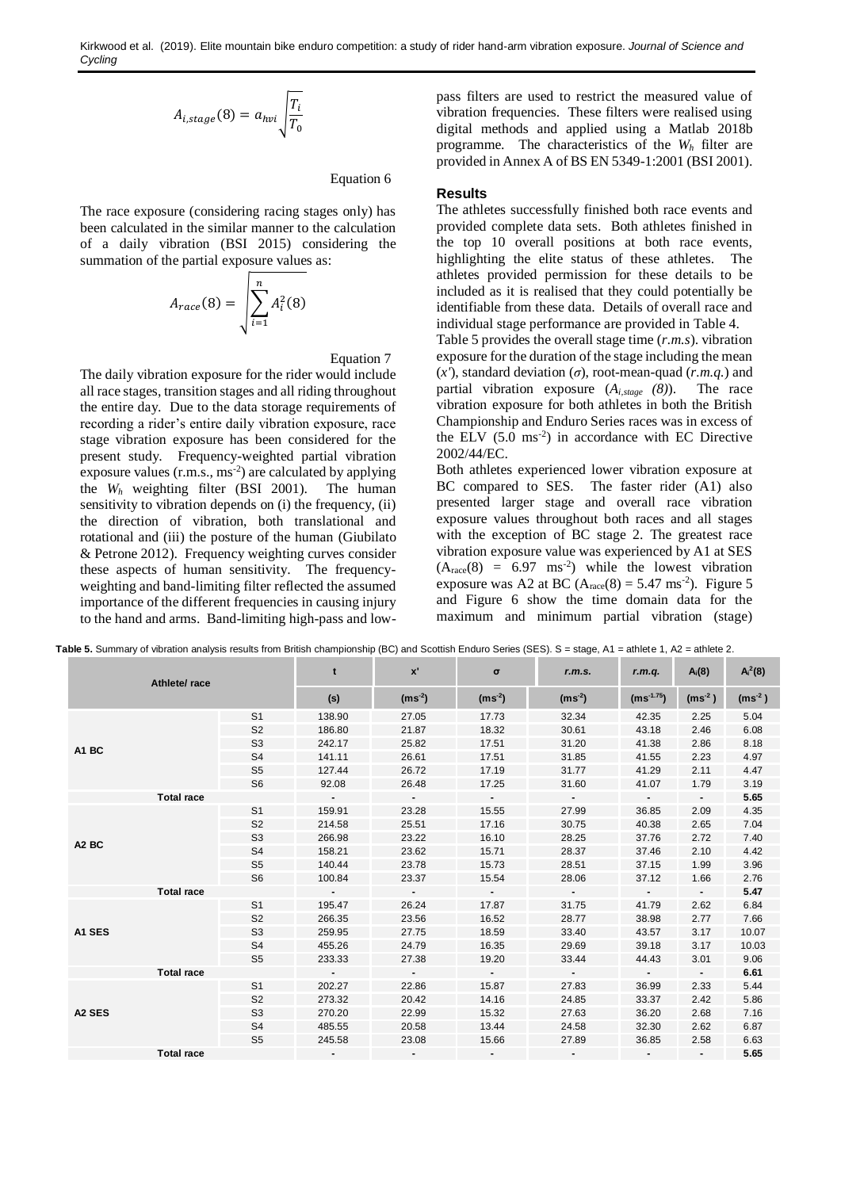$$A_{i,stage}(8) = a_{hvi}\sqrt{\frac{T_i}{T_0}}$$

Equation 6

The race exposure (considering racing stages only) has been calculated in the similar manner to the calculation of a daily vibration (BSI 2015) considering the summation of the partial exposure values as:

$$A_{race}(8) = \sqrt{\sum_{i=1}^{n} A_i^2(8)}$$

Equation 7

The daily vibration exposure for the rider would include all race stages, transition stages and all riding throughout the entire day. Due to the data storage requirements of recording a rider's entire daily vibration exposure, race stage vibration exposure has been considered for the present study. Frequency-weighted partial vibration exposure values (r.m.s., $ms^{-2}$) are calculated by applying the $W_h$ weighting filter (BSI 2001). The human sensitivity to vibration depends on (i) the frequency, (ii) the direction of vibration, both translational and rotational and (iii) the posture of the human (Giubilato & Petrone 2012). Frequency weighting curves consider these aspects of human sensitivity. The frequency-weighting and band-limiting filter reflected the assumed importance of the different frequencies in causing injury to the hand and arms. Band-limiting high-pass and low-pass filters are used to restrict the measured value of vibration frequencies. These filters were realised using digital methods and applied using a Matlab 2018b programme. The characteristics of the $W_h$ filter are provided in Annex A of BS EN 5349-1:2001 (BSI 2001).

## Results

The athletes successfully finished both race events and provided complete data sets. Both athletes finished in the top 10 overall positions at both race events, highlighting the elite status of these athletes. The athletes provided permission for these details to be included as it is realised that they could potentially be identifiable from these data. Details of overall race and individual stage performance are provided in Table 4.

Table 5 provides the overall stage time (*r.m.s*). vibration exposure for the duration of the stage including the mean ($x'$), standard deviation ($\sigma$), root-mean-quad (*r.m.q.*) and partial vibration exposure ($A_{i,stage}$ *(8)*). The race vibration exposure for both athletes in both the British Championship and Enduro Series races was in excess of the ELV (5.0 $ms^{-2}$) in accordance with EC Directive 2002/44/EC.

Both athletes experienced lower vibration exposure at BC compared to SES. The faster rider (A1) also presented larger stage and overall race vibration exposure values throughout both races and all stages with the exception of BC stage 2. The greatest race vibration exposure value was experienced by A1 at SES ($A_{race}(8)$ = 6.97 $ms^{-2}$) while the lowest vibration exposure was A2 at BC ($A_{race}(8) = 5.47$ $ms^{-2}$). Figure 5 and Figure 6 show the time domain data for the maximum and minimum partial vibration (stage)

**Table 5.** Summary of vibration analysis results from British championship (BC) and Scottish Enduro Series (SES). S = stage, A1 = athlete 1, A2 = athlete 2.

| Athlete/ race | | t | x' | σ | *r.m.s.* | *r.m.q.* | $A_i(8)$ | $A_i^2(8)$ |
|---|---|---|---|---|---|---|---|---|
| | | (s) | ($ms^{-2}$) | ($ms^{-2}$) | ($ms^{-2}$) | ($ms^{-1.75}$) | ($ms^{-2}$) | ($ms^{-2}$) |
| A1 BC | S1 | 138.90 | 27.05 | 17.73 | 32.34 | 42.35 | 2.25 | 5.04 |
| | S2 | 186.80 | 21.87 | 18.32 | 30.61 | 43.18 | 2.46 | 6.08 |
| | S3 | 242.17 | 25.82 | 17.51 | 31.20 | 41.38 | 2.86 | 8.18 |
| | S4 | 141.11 | 26.61 | 17.51 | 31.85 | 41.55 | 2.23 | 4.97 |
| | S5 | 127.44 | 26.72 | 17.19 | 31.77 | 41.29 | 2.11 | 4.47 |
| | S6 | 92.08 | 26.48 | 17.25 | 31.60 | 41.07 | 1.79 | 3.19 |
| Total race | | - | - | - | - | - | - | **5.65** |
| A2 BC | S1 | 159.91 | 23.28 | 15.55 | 27.99 | 36.85 | 2.09 | 4.35 |
| | S2 | 214.58 | 25.51 | 17.16 | 30.75 | 40.38 | 2.65 | 7.04 |
| | S3 | 266.98 | 23.22 | 16.10 | 28.25 | 37.76 | 2.72 | 7.40 |
| | S4 | 158.21 | 23.62 | 15.71 | 28.37 | 37.46 | 2.10 | 4.42 |
| | S5 | 140.44 | 23.78 | 15.73 | 28.51 | 37.15 | 1.99 | 3.96 |
| | S6 | 100.84 | 23.37 | 15.54 | 28.06 | 37.12 | 1.66 | 2.76 |
| Total race | | - | - | - | - | - | - | **5.47** |
| A1 SES | S1 | 195.47 | 26.24 | 17.87 | 31.75 | 41.79 | 2.62 | 6.84 |
| | S2 | 266.35 | 23.56 | 16.52 | 28.77 | 38.98 | 2.77 | 7.66 |
| | S3 | 259.95 | 27.75 | 18.59 | 33.40 | 43.57 | 3.17 | 10.07 |
| | S4 | 455.26 | 24.79 | 16.35 | 29.69 | 39.18 | 3.17 | 10.03 |
| | S5 | 233.33 | 27.38 | 19.20 | 33.44 | 44.43 | 3.01 | 9.06 |
| Total race | | - | - | - | - | - | - | **6.61** |
| A2 SES | S1 | 202.27 | 22.86 | 15.87 | 27.83 | 36.99 | 2.33 | 5.44 |
| | S2 | 273.32 | 20.42 | 14.16 | 24.85 | 33.37 | 2.42 | 5.86 |
| | S3 | 270.20 | 22.99 | 15.32 | 27.63 | 36.20 | 2.68 | 7.16 |
| | S4 | 485.55 | 20.58 | 13.44 | 24.58 | 32.30 | 2.62 | 6.87 |
| | S5 | 245.58 | 23.08 | 15.66 | 27.89 | 36.85 | 2.58 | 6.63 |
| Total race | | - | - | - | - | - | - | **5.65** |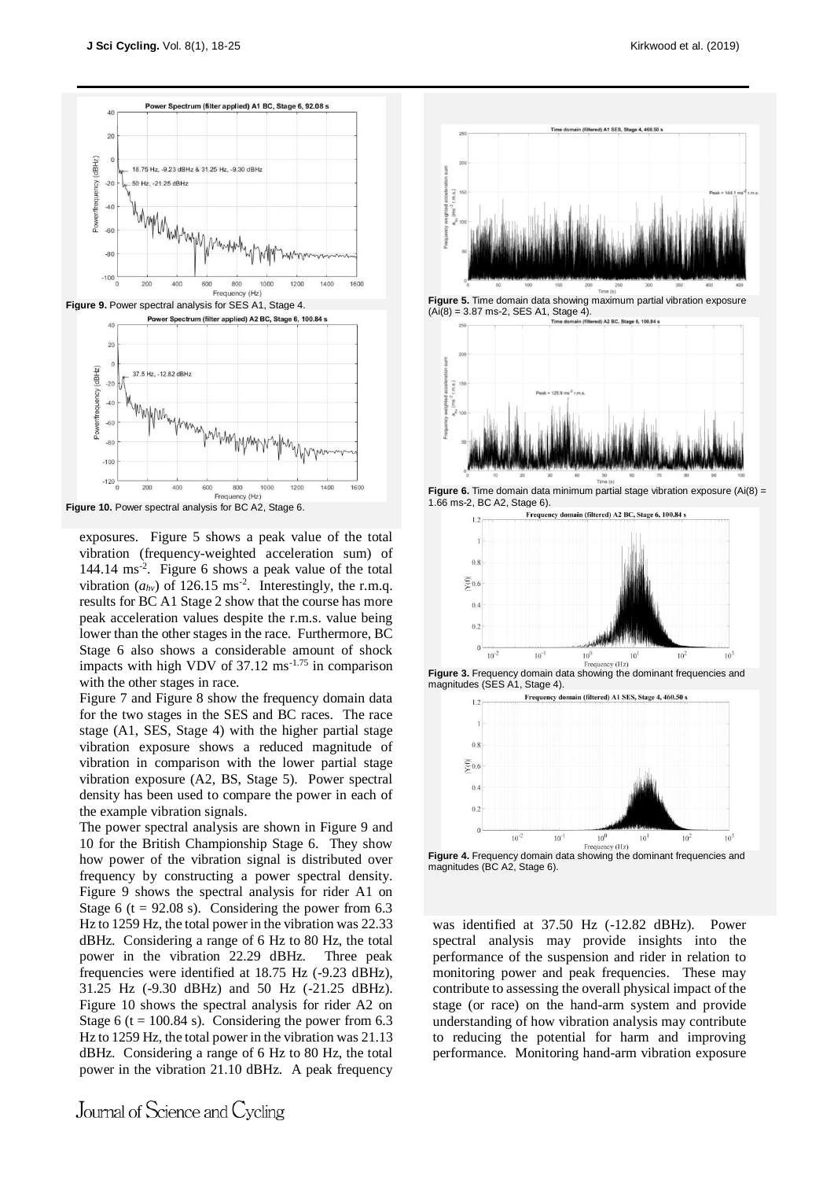Figure 9. Power spectral analysis for SES A1, Stage 4.

Figure 10. Power spectral analysis for BC A2, Stage 6.

Figure 5. Time domain data showing maximum partial vibration exposure (Ai(8) = 3.87 ms-2, SES A1, Stage 4).

Figure 6. Time domain data minimum partial stage vibration exposure (Ai(8) = 1.66 ms-2, BC A2, Stage 6).

Figure 3. Frequency domain data showing the dominant frequencies and magnitudes (SES A1, Stage 4).

Figure 4. Frequency domain data showing the dominant frequencies and magnitudes (BC A2, Stage 6).

exposures. Figure 5 shows a peak value of the total vibration (frequency-weighted acceleration sum) of 144.14 $ms^{-2}$. Figure 6 shows a peak value of the total vibration ($a_{hv}$) of 126.15 $ms^{-2}$. Interestingly, the r.m.q. results for BC A1 Stage 2 show that the course has more peak acceleration values despite the r.m.s. value being lower than the other stages in the race. Furthermore, BC Stage 6 also shows a considerable amount of shock impacts with high VDV of 37.12 $ms^{-1.75}$ in comparison with the other stages in race.

Figure 7 and Figure 8 show the frequency domain data for the two stages in the SES and BC races. The race stage (A1, SES, Stage 4) with the higher partial stage vibration exposure shows a reduced magnitude of vibration in comparison with the lower partial stage vibration exposure (A2, BS, Stage 5). Power spectral density has been used to compare the power in each of the example vibration signals.

The power spectral analysis are shown in Figure 9 and 10 for the British Championship Stage 6. They show how power of the vibration signal is distributed over frequency by constructing a power spectral density. Figure 9 shows the spectral analysis for rider A1 on Stage 6 (t = 92.08 s). Considering the power from 6.3 Hz to 1259 Hz, the total power in the vibration was 22.33 dBHz. Considering a range of 6 Hz to 80 Hz, the total power in the vibration 22.29 dBHz. Three peak frequencies were identified at 18.75 Hz (-9.23 dBHz), 31.25 Hz (-9.30 dBHz) and 50 Hz (-21.25 dBHz). Figure 10 shows the spectral analysis for rider A2 on Stage 6 (t = 100.84 s). Considering the power from 6.3 Hz to 1259 Hz, the total power in the vibration was 21.13 dBHz. Considering a range of 6 Hz to 80 Hz, the total power in the vibration 21.10 dBHz. A peak frequency was identified at 37.50 Hz (-12.82 dBHz). Power spectral analysis may provide insights into the performance of the suspension and rider in relation to monitoring power and peak frequencies. These may contribute to assessing the overall physical impact of the stage (or race) on the hand-arm system and provide understanding of how vibration analysis may contribute to reducing the potential for harm and improving performance. Monitoring hand-arm vibration exposure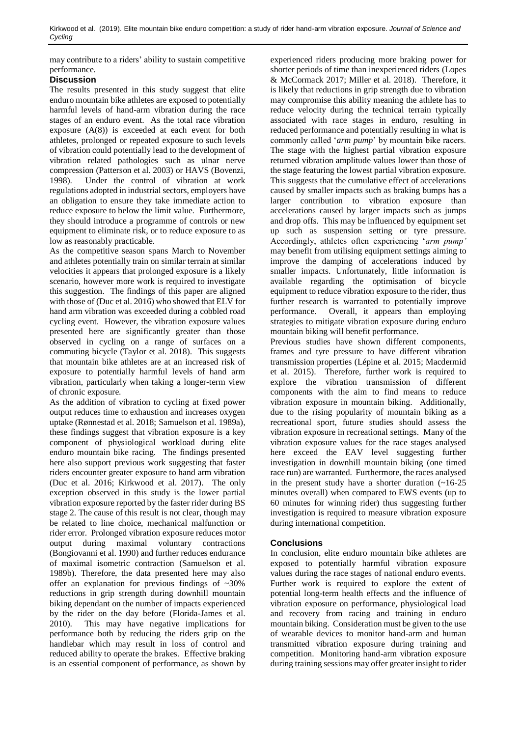may contribute to a riders' ability to sustain competitive performance.

## Discussion

The results presented in this study suggest that elite enduro mountain bike athletes are exposed to potentially harmful levels of hand-arm vibration during the race stages of an enduro event. As the total race vibration exposure (A(8)) is exceeded at each event for both athletes, prolonged or repeated exposure to such levels of vibration could potentially lead to the development of vibration related pathologies such as ulnar nerve compression (Patterson et al. 2003) or HAVS (Bovenzi, 1998). Under the control of vibration at work regulations adopted in industrial sectors, employers have an obligation to ensure they take immediate action to reduce exposure to below the limit value. Furthermore, they should introduce a programme of controls or new equipment to eliminate risk, or to reduce exposure to as low as reasonably practicable.

As the competitive season spans March to November and athletes potentially train on similar terrain at similar velocities it appears that prolonged exposure is a likely scenario, however more work is required to investigate this suggestion. The findings of this paper are aligned with those of (Duc et al. 2016) who showed that ELV for hand arm vibration was exceeded during a cobbled road cycling event. However, the vibration exposure values presented here are significantly greater than those observed in cycling on a range of surfaces on a commuting bicycle (Taylor et al. 2018). This suggests that mountain bike athletes are at an increased risk of exposure to potentially harmful levels of hand arm vibration, particularly when taking a longer-term view of chronic exposure.

As the addition of vibration to cycling at fixed power output reduces time to exhaustion and increases oxygen uptake (Rønnestad et al. 2018; Samuelson et al. 1989a), these findings suggest that vibration exposure is a key component of physiological workload during elite enduro mountain bike racing. The findings presented here also support previous work suggesting that faster riders encounter greater exposure to hand arm vibration (Duc et al. 2016; Kirkwood et al. 2017). The only exception observed in this study is the lower partial vibration exposure reported by the faster rider during BS stage 2. The cause of this result is not clear, though may be related to line choice, mechanical malfunction or rider error. Prolonged vibration exposure reduces motor output during maximal voluntary contractions (Bongiovanni et al. 1990) and further reduces endurance of maximal isometric contraction (Samuelson et al. 1989b). Therefore, the data presented here may also offer an explanation for previous findings of ~30% reductions in grip strength during downhill mountain biking dependant on the number of impacts experienced by the rider on the day before (Florida-James et al. 2010). This may have negative implications for performance both by reducing the riders grip on the handlebar which may result in loss of control and reduced ability to operate the brakes. Effective braking is an essential component of performance, as shown by experienced riders producing more braking power for shorter periods of time than inexperienced riders (Lopes & McCormack 2017; Miller et al. 2018). Therefore, it is likely that reductions in grip strength due to vibration may compromise this ability meaning the athlete has to reduce velocity during the technical terrain typically associated with race stages in enduro, resulting in reduced performance and potentially resulting in what is commonly called '*arm pump*' by mountain bike racers. The stage with the highest partial vibration exposure returned vibration amplitude values lower than those of the stage featuring the lowest partial vibration exposure. This suggests that the cumulative effect of accelerations caused by smaller impacts such as braking bumps has a larger contribution to vibration exposure than accelerations caused by larger impacts such as jumps and drop offs. This may be influenced by equipment set up such as suspension setting or tyre pressure. Accordingly, athletes often experiencing '*arm pump'* may benefit from utilising equipment settings aiming to improve the damping of accelerations induced by smaller impacts. Unfortunately, little information is available regarding the optimisation of bicycle equipment to reduce vibration exposure to the rider, thus further research is warranted to potentially improve performance. Overall, it appears than employing strategies to mitigate vibration exposure during enduro mountain biking will benefit performance.

Previous studies have shown different components, frames and tyre pressure to have different vibration transmission properties (Lépine et al. 2015; Macdermid et al. 2015). Therefore, further work is required to explore the vibration transmission of different components with the aim to find means to reduce vibration exposure in mountain biking. Additionally, due to the rising popularity of mountain biking as a recreational sport, future studies should assess the vibration exposure in recreational settings. Many of the vibration exposure values for the race stages analysed here exceed the EAV level suggesting further investigation in downhill mountain biking (one timed race run) are warranted. Furthermore, the races analysed in the present study have a shorter duration (~16-25 minutes overall) when compared to EWS events (up to 60 minutes for winning rider) thus suggesting further investigation is required to measure vibration exposure during international competition.

## Conclusions

In conclusion, elite enduro mountain bike athletes are exposed to potentially harmful vibration exposure values during the race stages of national enduro events. Further work is required to explore the extent of potential long-term health effects and the influence of vibration exposure on performance, physiological load and recovery from racing and training in enduro mountain biking. Consideration must be given to the use of wearable devices to monitor hand-arm and human transmitted vibration exposure during training and competition. Monitoring hand-arm vibration exposure during training sessions may offer greater insight to rider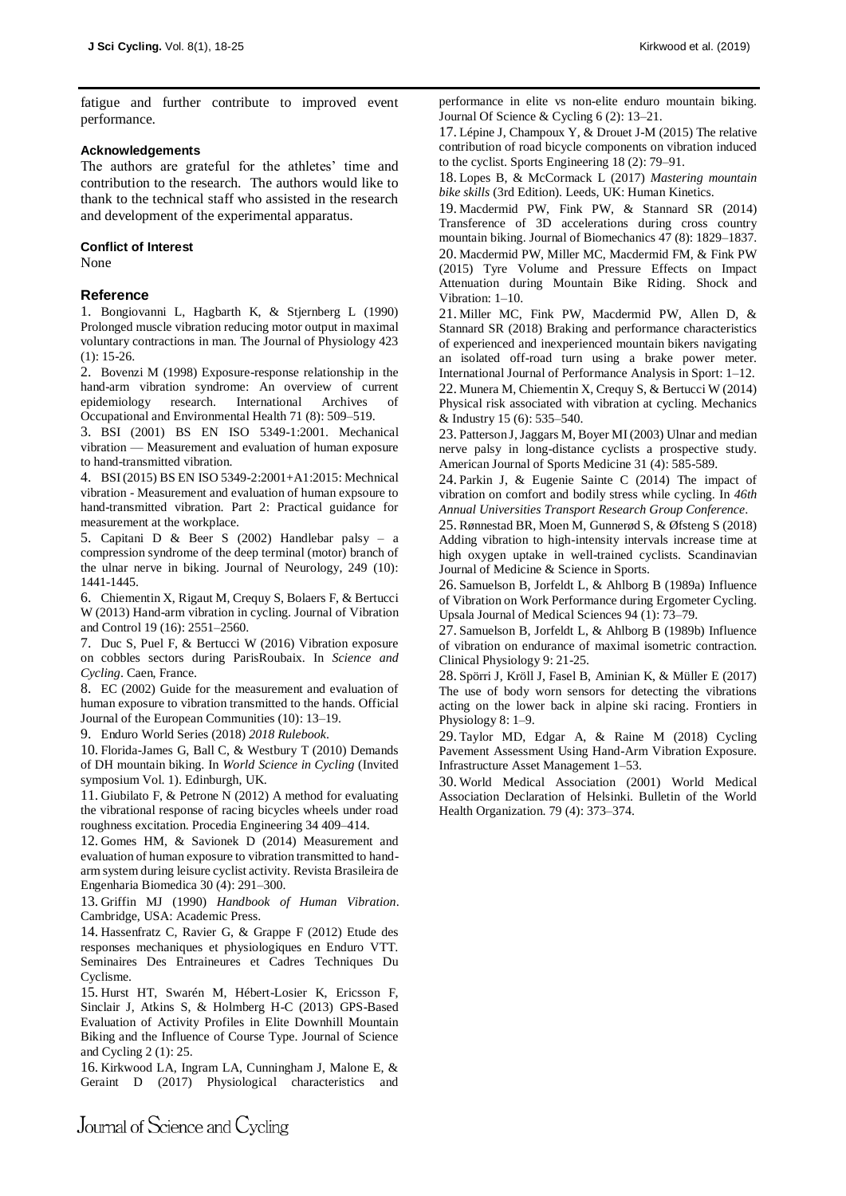fatigue and further contribute to improved event performance.

### Acknowledgements

The authors are grateful for the athletes' time and contribution to the research. The authors would like to thank to the technical staff who assisted in the research and development of the experimental apparatus.

### Conflict of Interest

None

### Reference

1. Bongiovanni L, Hagbarth K, & Stjernberg L (1990) Prolonged muscle vibration reducing motor output in maximal voluntary contractions in man. The Journal of Physiology 423 (1): 15-26.

2. Bovenzi M (1998) Exposure-response relationship in the hand-arm vibration syndrome: An overview of current epidemiology research. International Archives of Occupational and Environmental Health 71 (8): 509–519.

3. BSI (2001) BS EN ISO 5349-1:2001. Mechanical vibration — Measurement and evaluation of human exposure to hand-transmitted vibration.

4. BSI (2015) BS EN ISO 5349-2:2001+A1:2015: Mechnical vibration - Measurement and evaluation of human expsoure to hand-transmitted vibration. Part 2: Practical guidance for measurement at the workplace.

5. Capitani D & Beer S (2002) Handlebar palsy – a compression syndrome of the deep terminal (motor) branch of the ulnar nerve in biking. Journal of Neurology, 249 (10): 1441-1445.

6. Chiementin X, Rigaut M, Crequy S, Bolaers F, & Bertucci W (2013) Hand-arm vibration in cycling. Journal of Vibration and Control 19 (16): 2551–2560.

7. Duc S, Puel F, & Bertucci W (2016) Vibration exposure on cobbles sectors during ParisRoubaix. In *Science and Cycling*. Caen, France.

8. EC (2002) Guide for the measurement and evaluation of human exposure to vibration transmitted to the hands. Official Journal of the European Communities (10): 13–19.

9. Enduro World Series (2018) *2018 Rulebook*.

10. Florida-James G, Ball C, & Westbury T (2010) Demands of DH mountain biking. In *World Science in Cycling* (Invited symposium Vol. 1). Edinburgh, UK.

11. Giubilato F, & Petrone N (2012) A method for evaluating the vibrational response of racing bicycles wheels under road roughness excitation. Procedia Engineering 34 409–414.

12. Gomes HM, & Savionek D (2014) Measurement and evaluation of human exposure to vibration transmitted to hand-arm system during leisure cyclist activity. Revista Brasileira de Engenharia Biomedica 30 (4): 291–300.

13. Griffin MJ (1990) *Handbook of Human Vibration*. Cambridge, USA: Academic Press.

14. Hassenfratz C, Ravier G, & Grappe F (2012) Etude des responses mechaniques et physiologiques en Enduro VTT. Seminaires Des Entraineures et Cadres Techniques Du Cyclisme.

15. Hurst HT, Swarén M, Hébert-Losier K, Ericsson F, Sinclair J, Atkins S, & Holmberg H-C (2013) GPS-Based Evaluation of Activity Profiles in Elite Downhill Mountain Biking and the Influence of Course Type. Journal of Science and Cycling 2 (1): 25.

16. Kirkwood LA, Ingram LA, Cunningham J, Malone E, & Geraint D (2017) Physiological characteristics and performance in elite vs non-elite enduro mountain biking. Journal Of Science & Cycling 6 (2): 13–21.

17. Lépine J, Champoux Y, & Drouet J-M (2015) The relative contribution of road bicycle components on vibration induced to the cyclist. Sports Engineering 18 (2): 79–91.

18. Lopes B, & McCormack L (2017) *Mastering mountain bike skills* (3rd Edition). Leeds, UK: Human Kinetics.

19. Macdermid PW, Fink PW, & Stannard SR (2014) Transference of 3D accelerations during cross country mountain biking. Journal of Biomechanics 47 (8): 1829–1837.

20. Macdermid PW, Miller MC, Macdermid FM, & Fink PW (2015) Tyre Volume and Pressure Effects on Impact Attenuation during Mountain Bike Riding. Shock and Vibration: 1–10.

21. Miller MC, Fink PW, Macdermid PW, Allen D, & Stannard SR (2018) Braking and performance characteristics of experienced and inexperienced mountain bikers navigating an isolated off-road turn using a brake power meter. International Journal of Performance Analysis in Sport: 1–12.

22. Munera M, Chiementin X, Crequy S, & Bertucci W (2014) Physical risk associated with vibration at cycling. Mechanics & Industry 15 (6): 535–540.

23. Patterson J, Jaggars M, Boyer MI (2003) Ulnar and median nerve palsy in long-distance cyclists a prospective study. American Journal of Sports Medicine 31 (4): 585-589.

24. Parkin J, & Eugenie Sainte C (2014) The impact of vibration on comfort and bodily stress while cycling. In *46th Annual Universities Transport Research Group Conference*.

25. Rønnestad BR, Moen M, Gunnerød S, & Øfsteng S (2018) Adding vibration to high-intensity intervals increase time at high oxygen uptake in well-trained cyclists. Scandinavian Journal of Medicine & Science in Sports.

26. Samuelson B, Jorfeldt L, & Ahlborg B (1989a) Influence of Vibration on Work Performance during Ergometer Cycling. Upsala Journal of Medical Sciences 94 (1): 73–79.

27. Samuelson B, Jorfeldt L, & Ahlborg B (1989b) Influence of vibration on endurance of maximal isometric contraction. Clinical Physiology 9: 21-25.

28. Spörri J, Kröll J, Fasel B, Aminian K, & Müller E (2017) The use of body worn sensors for detecting the vibrations acting on the lower back in alpine ski racing. Frontiers in Physiology 8: 1–9.

29. Taylor MD, Edgar A, & Raine M (2018) Cycling Pavement Assessment Using Hand-Arm Vibration Exposure. Infrastructure Asset Management 1–53.

30. World Medical Association (2001) World Medical Association Declaration of Helsinki. Bulletin of the World Health Organization. 79 (4): 373–374.